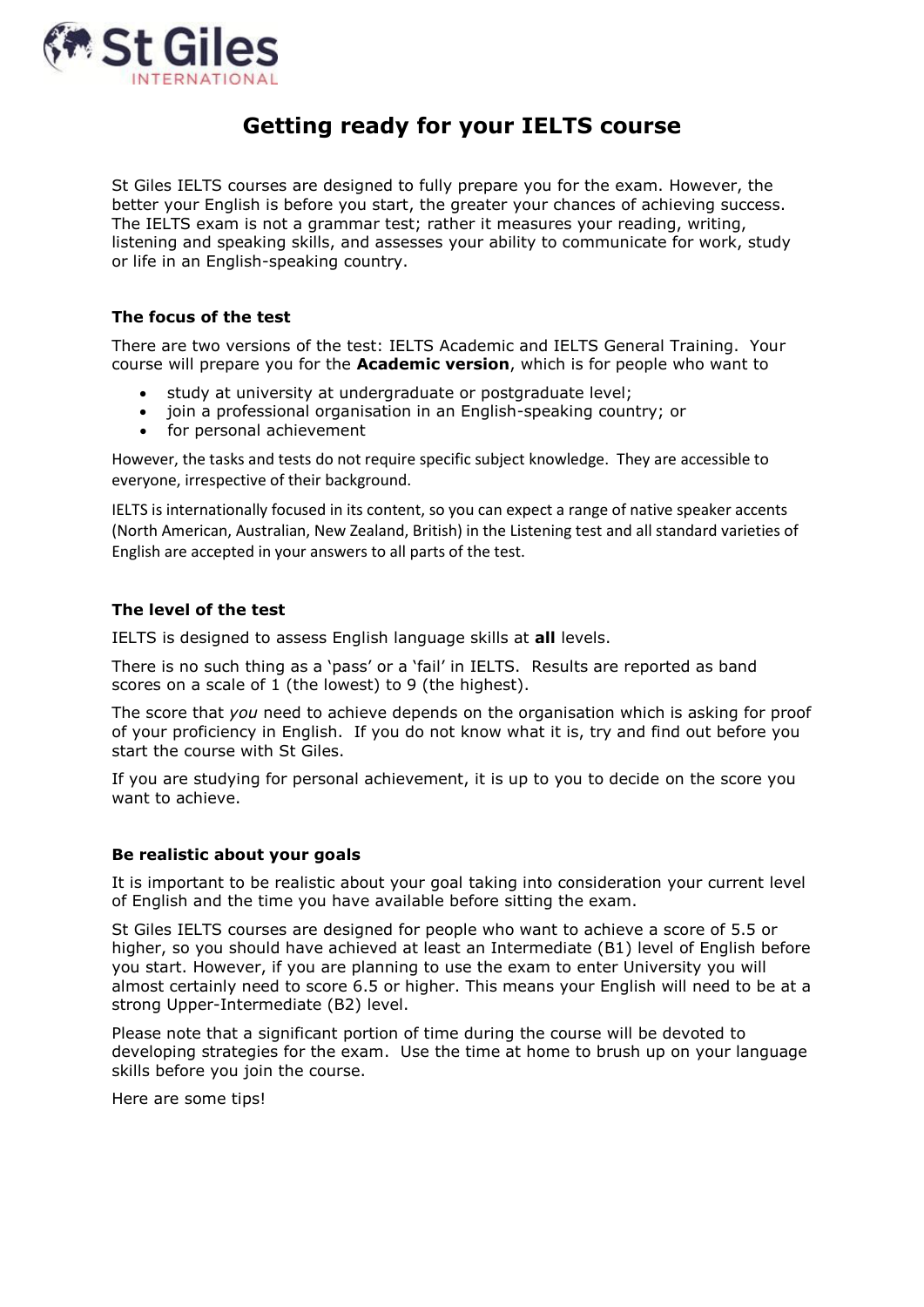St Giles INTERNATIONAL

# Getting ready for your IELTS course

St Giles IELTS courses are designed to fully prepare you for the exam. However, the better your English is before you start, the greater your chances of achieving success. The IELTS exam is not a grammar test; rather it measures your reading, writing, listening and speaking skills, and assesses your ability to communicate for work, study or life in an English-speaking country.

### The focus of the test

There are two versions of the test: IELTS Academic and IELTS General Training. Your course will prepare you for the **Academic version**, which is for people who want to

- study at university at undergraduate or postgraduate level;
- join a professional organisation in an English-speaking country; or
- for personal achievement

However, the tasks and tests do not require specific subject knowledge. They are accessible to everyone, irrespective of their background.

IELTS is internationally focused in its content, so you can expect a range of native speaker accents (North American, Australian, New Zealand, British) in the Listening test and all standard varieties of English are accepted in your answers to all parts of the test.

### The level of the test

IELTS is designed to assess English language skills at **all** levels.

There is no such thing as a 'pass' or a 'fail' in IELTS. Results are reported as band scores on a scale of 1 (the lowest) to 9 (the highest).

The score that *you* need to achieve depends on the organisation which is asking for proof of your proficiency in English. If you do not know what it is, try and find out before you start the course with St Giles.

If you are studying for personal achievement, it is up to you to decide on the score you want to achieve.

### Be realistic about your goals

It is important to be realistic about your goal taking into consideration your current level of English and the time you have available before sitting the exam.

St Giles IELTS courses are designed for people who want to achieve a score of 5.5 or higher, so you should have achieved at least an Intermediate (B1) level of English before you start. However, if you are planning to use the exam to enter University you will almost certainly need to score 6.5 or higher. This means your English will need to be at a strong Upper-Intermediate (B2) level.

Please note that a significant portion of time during the course will be devoted to developing strategies for the exam. Use the time at home to brush up on your language skills before you join the course.

Here are some tips!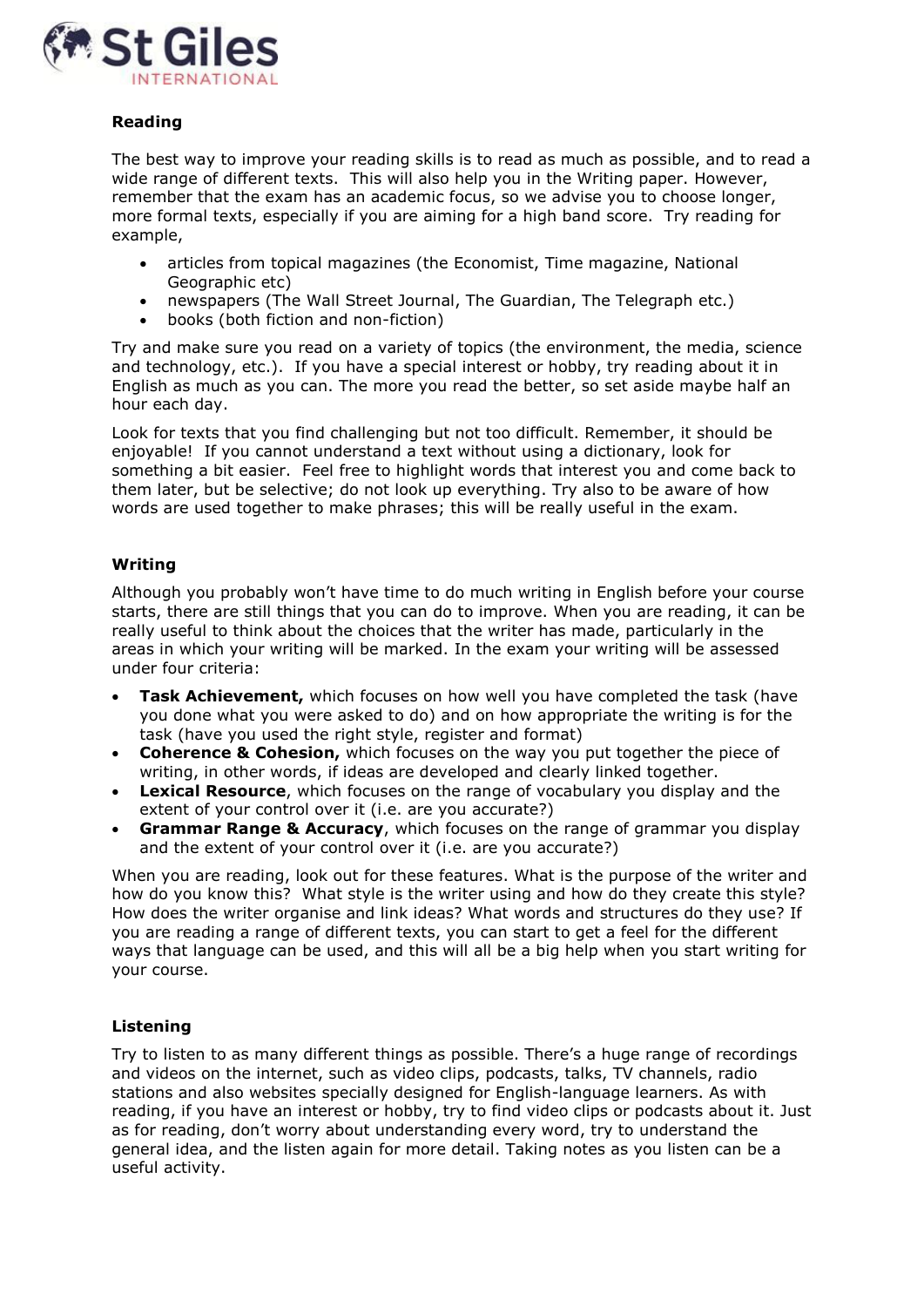## Reading

The best way to improve your reading skills is to read as much as possible, and to read a wide range of different texts. This will also help you in the Writing paper. However, remember that the exam has an academic focus, so we advise you to choose longer, more formal texts, especially if you are aiming for a high band score. Try reading for example,

- articles from topical magazines (the Economist, Time magazine, National Geographic etc)
- newspapers (The Wall Street Journal, The Guardian, The Telegraph etc.)
- books (both fiction and non-fiction)

Try and make sure you read on a variety of topics (the environment, the media, science and technology, etc.). If you have a special interest or hobby, try reading about it in English as much as you can. The more you read the better, so set aside maybe half an hour each day.

Look for texts that you find challenging but not too difficult. Remember, it should be enjoyable! If you cannot understand a text without using a dictionary, look for something a bit easier. Feel free to highlight words that interest you and come back to them later, but be selective; do not look up everything. Try also to be aware of how words are used together to make phrases; this will be really useful in the exam.

## Writing

Although you probably won't have time to do much writing in English before your course starts, there are still things that you can do to improve. When you are reading, it can be really useful to think about the choices that the writer has made, particularly in the areas in which your writing will be marked. In the exam your writing will be assessed under four criteria:

- **Task Achievement,** which focuses on how well you have completed the task (have you done what you were asked to do) and on how appropriate the writing is for the task (have you used the right style, register and format)
- **Coherence & Cohesion,** which focuses on the way you put together the piece of writing, in other words, if ideas are developed and clearly linked together.
- **Lexical Resource**, which focuses on the range of vocabulary you display and the extent of your control over it (i.e. are you accurate?)
- **Grammar Range & Accuracy**, which focuses on the range of grammar you display and the extent of your control over it (i.e. are you accurate?)

When you are reading, look out for these features. What is the purpose of the writer and how do you know this? What style is the writer using and how do they create this style? How does the writer organise and link ideas? What words and structures do they use? If you are reading a range of different texts, you can start to get a feel for the different ways that language can be used, and this will all be a big help when you start writing for your course.

## Listening

Try to listen to as many different things as possible. There's a huge range of recordings and videos on the internet, such as video clips, podcasts, talks, TV channels, radio stations and also websites specially designed for English-language learners. As with reading, if you have an interest or hobby, try to find video clips or podcasts about it. Just as for reading, don't worry about understanding every word, try to understand the general idea, and the listen again for more detail. Taking notes as you listen can be a useful activity.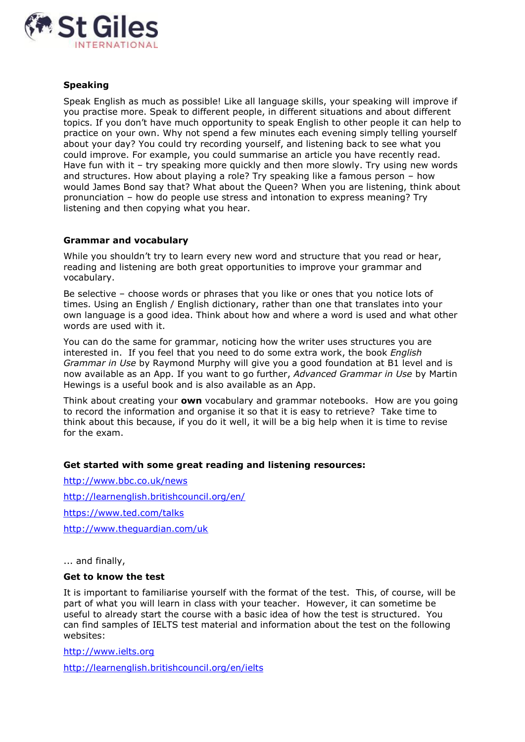**Speaking**

Speak English as much as possible! Like all language skills, your speaking will improve if you practise more. Speak to different people, in different situations and about different topics. If you don't have much opportunity to speak English to other people it can help to practice on your own. Why not spend a few minutes each evening simply telling yourself about your day? You could try recording yourself, and listening back to see what you could improve. For example, you could summarise an article you have recently read. Have fun with it – try speaking more quickly and then more slowly. Try using new words and structures. How about playing a role? Try speaking like a famous person – how would James Bond say that? What about the Queen? When you are listening, think about pronunciation – how do people use stress and intonation to express meaning? Try listening and then copying what you hear.

**Grammar and vocabulary**

While you shouldn't try to learn every new word and structure that you read or hear, reading and listening are both great opportunities to improve your grammar and vocabulary.

Be selective – choose words or phrases that you like or ones that you notice lots of times. Using an English / English dictionary, rather than one that translates into your own language is a good idea. Think about how and where a word is used and what other words are used with it.

You can do the same for grammar, noticing how the writer uses structures you are interested in. If you feel that you need to do some extra work, the book *English Grammar in Use* by Raymond Murphy will give you a good foundation at B1 level and is now available as an App. If you want to go further, *Advanced Grammar in Use* by Martin Hewings is a useful book and is also available as an App.

Think about creating your **own** vocabulary and grammar notebooks. How are you going to record the information and organise it so that it is easy to retrieve? Take time to think about this because, if you do it well, it will be a big help when it is time to revise for the exam.

**Get started with some great reading and listening resources:**

http://www.bbc.co.uk/news

http://learnenglish.britishcouncil.org/en/

https://www.ted.com/talks

http://www.theguardian.com/uk

... and finally,

**Get to know the test**

It is important to familiarise yourself with the format of the test. This, of course, will be part of what you will learn in class with your teacher. However, it can sometime be useful to already start the course with a basic idea of how the test is structured. You can find samples of IELTS test material and information about the test on the following websites:

http://www.ielts.org

http://learnenglish.britishcouncil.org/en/ielts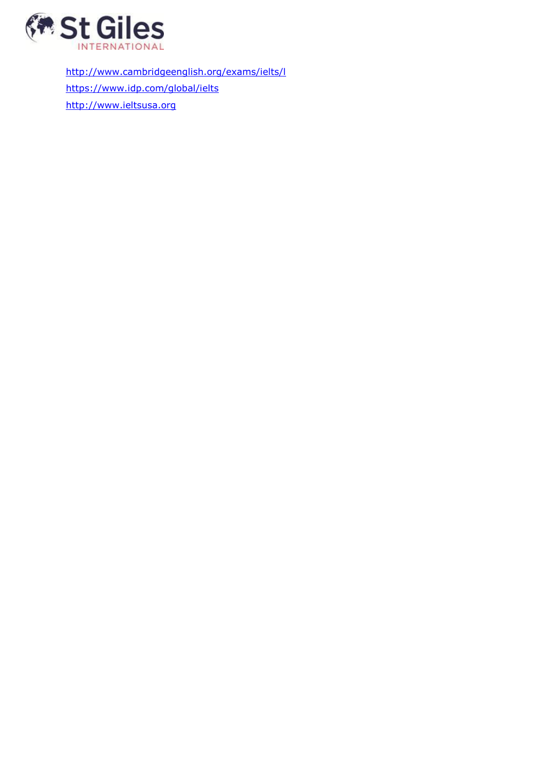http://www.cambridgeenglish.org/exams/ielts/l

https://www.idp.com/global/ielts

http://www.ieltsusa.org